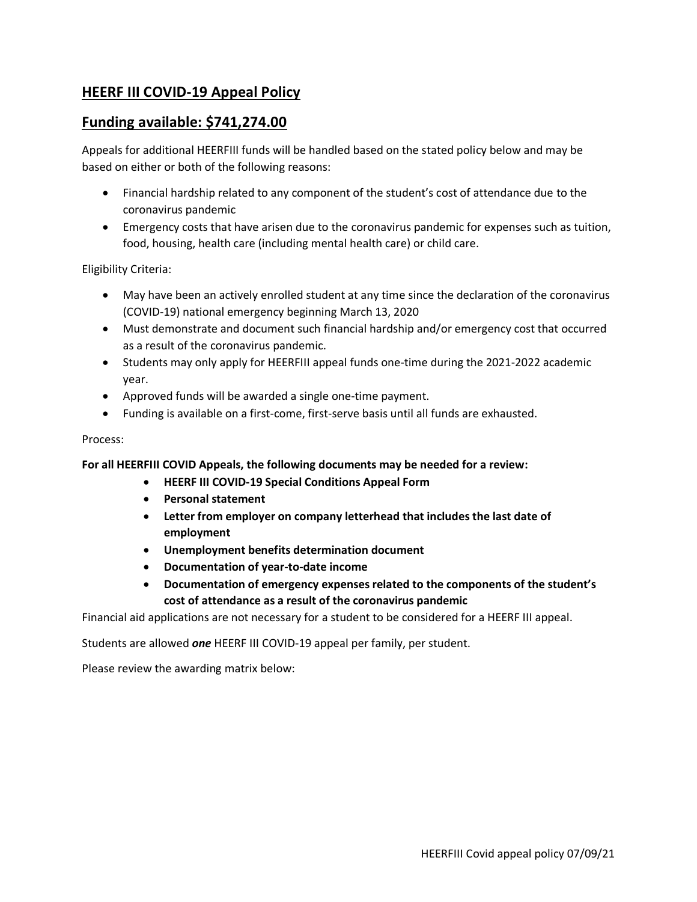## HEERF III COVID-19 Appeal Policy

## Funding available: $741,274.00

Appeals for additional HEERFIII funds will be handled based on the stated policy below and may be based on either or both of the following reasons:

- Financial hardship related to any component of the student's cost of attendance due to the coronavirus pandemic
- Emergency costs that have arisen due to the coronavirus pandemic for expenses such as tuition, food, housing, health care (including mental health care) or child care.

Eligibility Criteria:

- May have been an actively enrolled student at any time since the declaration of the coronavirus (COVID-19) national emergency beginning March 13, 2020
- Must demonstrate and document such financial hardship and/or emergency cost that occurred as a result of the coronavirus pandemic.
- Students may only apply for HEERFIII appeal funds one-time during the 2021-2022 academic year.
- Approved funds will be awarded a single one-time payment.
- Funding is available on a first-come, first-serve basis until all funds are exhausted.

Process:

**For all HEERFIII COVID Appeals, the following documents may be needed for a review:**

- **HEERF III COVID-19 Special Conditions Appeal Form**
- **Personal statement**
- **Letter from employer on company letterhead that includes the last date of employment**
- **Unemployment benefits determination document**
- **Documentation of year-to-date income**
- **Documentation of emergency expenses related to the components of the student's cost of attendance as a result of the coronavirus pandemic**

Financial aid applications are not necessary for a student to be considered for a HEERF III appeal.

Students are allowed ***one*** HEERF III COVID-19 appeal per family, per student.

Please review the awarding matrix below: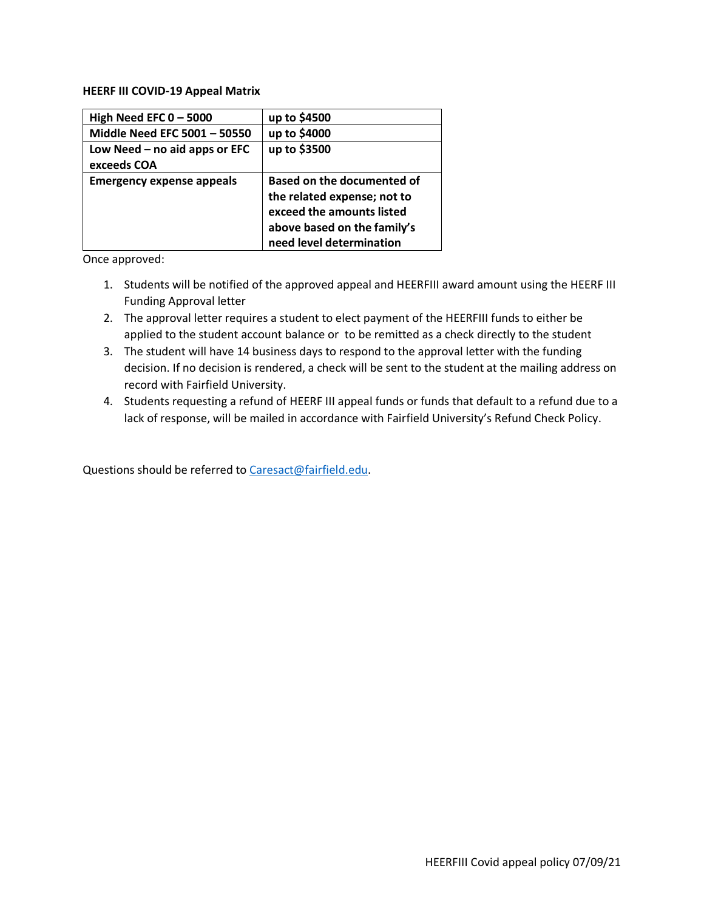**HEERF III COVID-19 Appeal Matrix**

| | |
|---|---|
| **High Need EFC 0 – 5000** | **up to $4500** |
| **Middle Need EFC 5001 – 50550** | **up to $4000** |
| **Low Need – no aid apps or EFC exceeds COA** | **up to $3500** |
| **Emergency expense appeals** | **Based on the documented of the related expense; not to exceed the amounts listed above based on the family's need level determination** |

Once approved:

1. Students will be notified of the approved appeal and HEERFIII award amount using the HEERF III Funding Approval letter
2. The approval letter requires a student to elect payment of the HEERFIII funds to either be applied to the student account balance or to be remitted as a check directly to the student
3. The student will have 14 business days to respond to the approval letter with the funding decision. If no decision is rendered, a check will be sent to the student at the mailing address on record with Fairfield University.
4. Students requesting a refund of HEERF III appeal funds or funds that default to a refund due to a lack of response, will be mailed in accordance with Fairfield University's Refund Check Policy.

Questions should be referred to Caresact@fairfield.edu.

HEERFIII Covid appeal policy 07/09/21